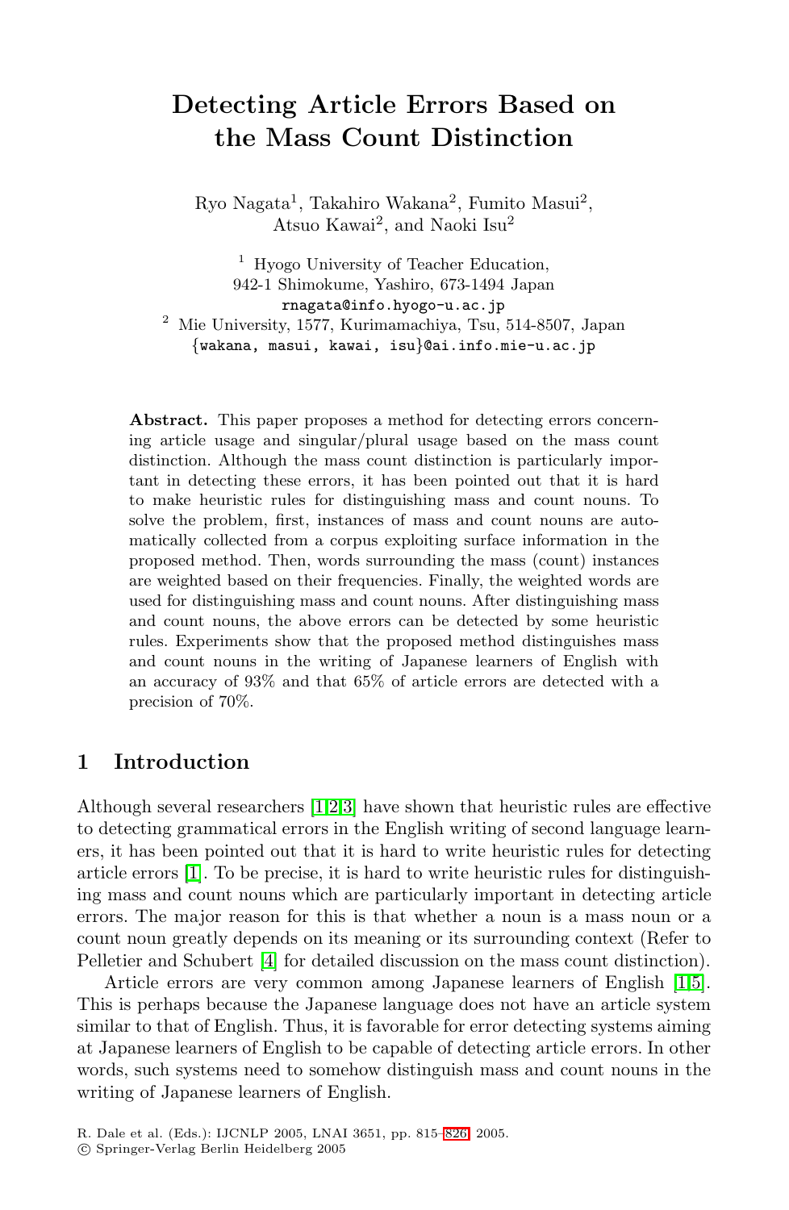# Detecting Article Errors Based on the Mass Count Distinction

Ryo Nagata[1], Takahiro Wakana[2], Fumito Masui[2], Atsuo Kawai[2], and Naoki Isu[2]

[1] Hyogo University of Teacher Education, 942-1 Shimokume, Yashiro, 673-1494 Japan
rnagata@info.hyogo-u.ac.jp

[2] Mie University, 1577, Kurimamachiya, Tsu, 514-8507, Japan
{wakana, masui, kawai, isu}@ai.info.mie-u.ac.jp

**Abstract.** This paper proposes a method for detecting errors concerning article usage and singular/plural usage based on the mass count distinction. Although the mass count distinction is particularly important in detecting these errors, it has been pointed out that it is hard to make heuristic rules for distinguishing mass and count nouns. To solve the problem, first, instances of mass and count nouns are automatically collected from a corpus exploiting surface information in the proposed method. Then, words surrounding the mass (count) instances are weighted based on their frequencies. Finally, the weighted words are used for distinguishing mass and count nouns. After distinguishing mass and count nouns, the above errors can be detected by some heuristic rules. Experiments show that the proposed method distinguishes mass and count nouns in the writing of Japanese learners of English with an accuracy of 93% and that 65% of article errors are detected with a precision of 70%.

## 1 Introduction

Although several researchers [1,2,3] have shown that heuristic rules are effective to detecting grammatical errors in the English writing of second language learners, it has been pointed out that it is hard to write heuristic rules for detecting article errors [1]. To be precise, it is hard to write heuristic rules for distinguishing mass and count nouns which are particularly important in detecting article errors. The major reason for this is that whether a noun is a mass noun or a count noun greatly depends on its meaning or its surrounding context (Refer to Pelletier and Schubert [4] for detailed discussion on the mass count distinction).

Article errors are very common among Japanese learners of English [1,5]. This is perhaps because the Japanese language does not have an article system similar to that of English. Thus, it is favorable for error detecting systems aiming at Japanese learners of English to be capable of detecting article errors. In other words, such systems need to somehow distinguish mass and count nouns in the writing of Japanese learners of English.

R. Dale et al. (Eds.): IJCNLP 2005, LNAI 3651, pp. 815–826, 2005.
© Springer-Verlag Berlin Heidelberg 2005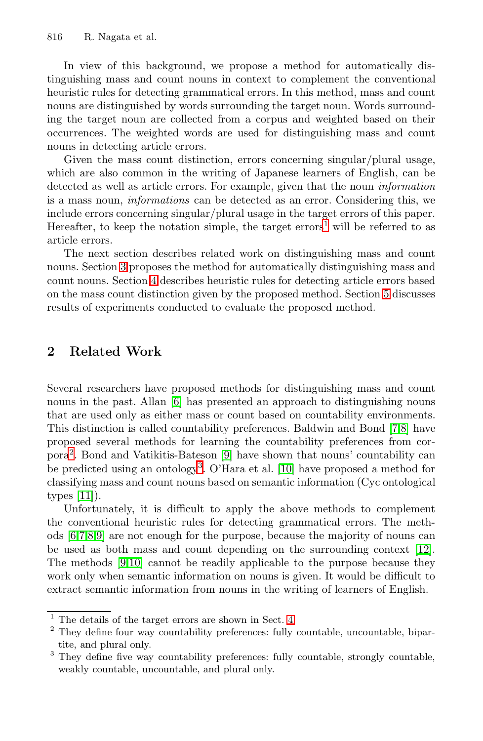In view of this background, we propose a method for automatically distinguishing mass and count nouns in context to complement the conventional heuristic rules for detecting grammatical errors. In this method, mass and count nouns are distinguished by words surrounding the target noun. Words surrounding the target noun are collected from a corpus and weighted based on their occurrences. The weighted words are used for distinguishing mass and count nouns in detecting article errors.

Given the mass count distinction, errors concerning singular/plural usage, which are also common in the writing of Japanese learners of English, can be detected as well as article errors. For example, given that the noun *information* is a mass noun, *informations* can be detected as an error. Considering this, we include errors concerning singular/plural usage in the target errors of this paper. Hereafter, to keep the notation simple, the target errors[1] will be referred to as article errors.

The next section describes related work on distinguishing mass and count nouns. Section 3 proposes the method for automatically distinguishing mass and count nouns. Section 4 describes heuristic rules for detecting article errors based on the mass count distinction given by the proposed method. Section 5 discusses results of experiments conducted to evaluate the proposed method.

## 2 Related Work

Several researchers have proposed methods for distinguishing mass and count nouns in the past. Allan [6] has presented an approach to distinguishing nouns that are used only as either mass or count based on countability environments. This distinction is called countability preferences. Baldwin and Bond [7,8] have proposed several methods for learning the countability preferences from corpora[2]. Bond and Vatikitis-Bateson [9] have shown that nouns' countability can be predicted using an ontology[3]. O'Hara et al. [10] have proposed a method for classifying mass and count nouns based on semantic information (Cyc ontological types [11]).

Unfortunately, it is difficult to apply the above methods to complement the conventional heuristic rules for detecting grammatical errors. The methods [6,7,8,9] are not enough for the purpose, because the majority of nouns can be used as both mass and count depending on the surrounding context [12]. The methods [9,10] cannot be readily applicable to the purpose because they work only when semantic information on nouns is given. It would be difficult to extract semantic information from nouns in the writing of learners of English.

---

[1] The details of the target errors are shown in Sect. 4.

[2] They define four way countability preferences: fully countable, uncountable, bipartite, and plural only.

[3] They define five way countability preferences: fully countable, strongly countable, weakly countable, uncountable, and plural only.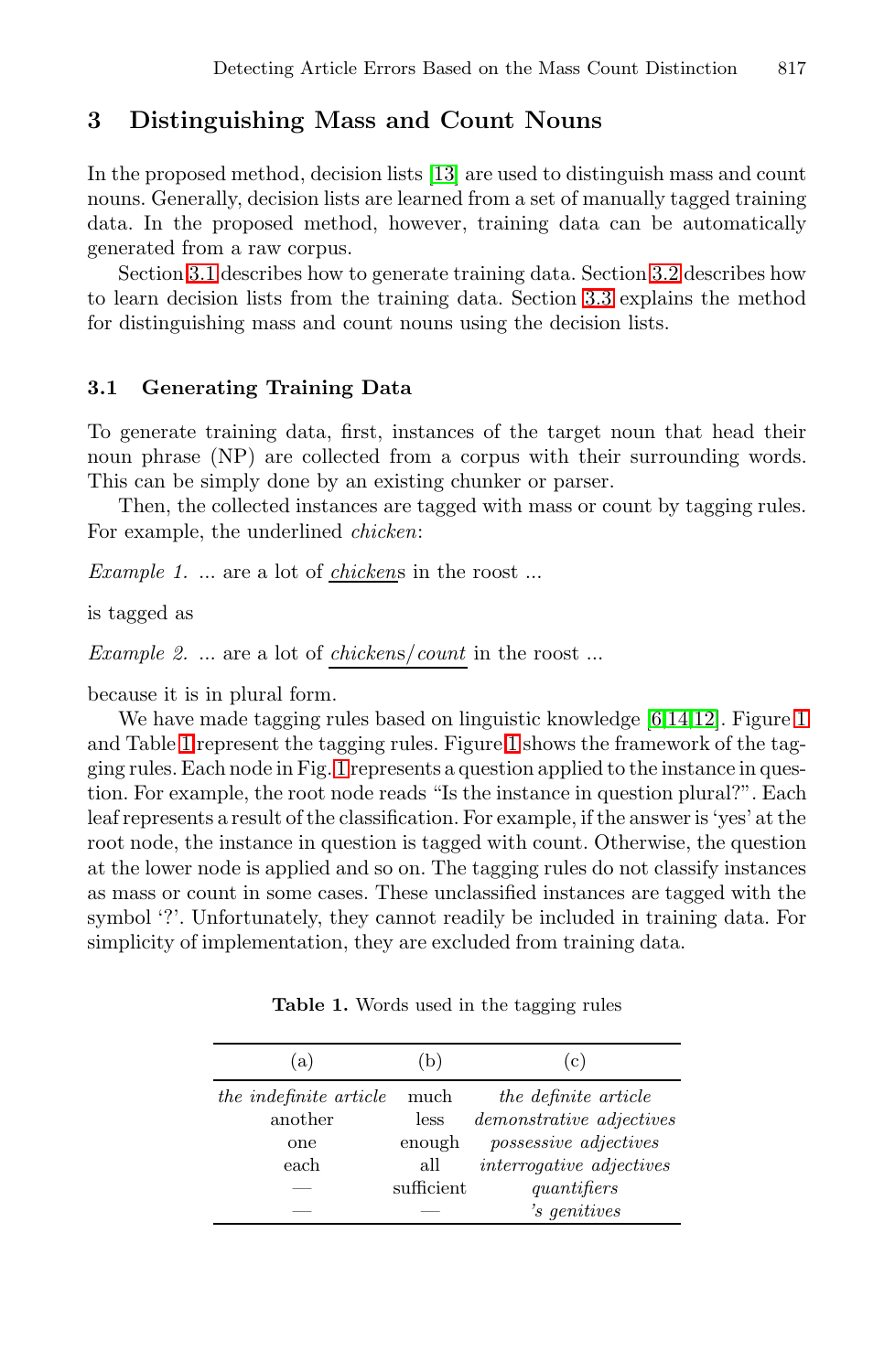## 3 Distinguishing Mass and Count Nouns

In the proposed method, decision lists [13] are used to distinguish mass and count nouns. Generally, decision lists are learned from a set of manually tagged training data. In the proposed method, however, training data can be automatically generated from a raw corpus.

Section 3.1 describes how to generate training data. Section 3.2 describes how to learn decision lists from the training data. Section 3.3 explains the method for distinguishing mass and count nouns using the decision lists.

### 3.1 Generating Training Data

To generate training data, first, instances of the target noun that head their noun phrase (NP) are collected from a corpus with their surrounding words. This can be simply done by an existing chunker or parser.

Then, the collected instances are tagged with mass or count by tagging rules. For example, the underlined *chicken*:

*Example 1.* ... are a lot of <u>*chicken*</u>s in the roost ...

is tagged as

*Example 2.* ... are a lot of <u>*chickens/count*</u> in the roost ...

because it is in plural form.

We have made tagging rules based on linguistic knowledge [6,14,12]. Figure 1 and Table 1 represent the tagging rules. Figure 1 shows the framework of the tagging rules. Each node in Fig. 1 represents a question applied to the instance in question. For example, the root node reads “Is the instance in question plural?”. Each leaf represents a result of the classification. For example, if the answer is ‘yes’ at the root node, the instance in question is tagged with count. Otherwise, the question at the lower node is applied and so on. The tagging rules do not classify instances as mass or count in some cases. These unclassified instances are tagged with the symbol ‘?’. Unfortunately, they cannot readily be included in training data. For simplicity of implementation, they are excluded from training data.

**Table 1.** Words used in the tagging rules

| (a) | (b) | (c) |
|---|---|---|
| *the indefinite article* | much | *the definite article* |
| another | less | *demonstrative adjectives* |
| one | enough | *possessive adjectives* |
| each | all | *interrogative adjectives* |
| — | sufficient | *quantifiers* |
| — | — | *'s genitives* |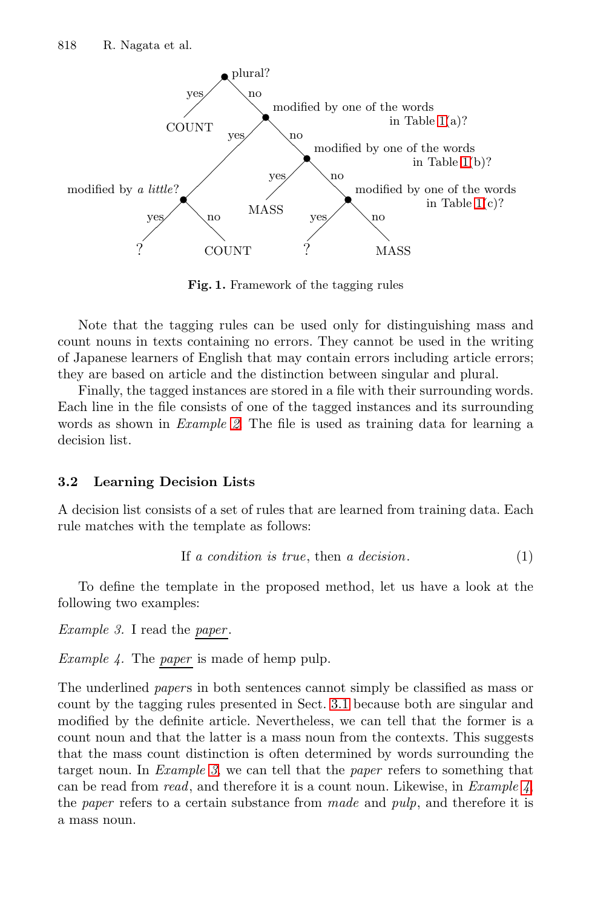Fig. 1. Framework of the tagging rules

Note that the tagging rules can be used only for distinguishing mass and count nouns in texts containing no errors. They cannot be used in the writing of Japanese learners of English that may contain errors including article errors; they are based on article and the distinction between singular and plural.

Finally, the tagged instances are stored in a file with their surrounding words. Each line in the file consists of one of the tagged instances and its surrounding words as shown in *Example 2*. The file is used as training data for learning a decision list.

### 3.2 Learning Decision Lists

A decision list consists of a set of rules that are learned from training data. Each rule matches with the template as follows:

$$\text{If } \textit{a condition is true}, \text{ then } \textit{a decision}. \tag{1}$$

To define the template in the proposed method, let us have a look at the following two examples:

*Example 3.* I read the <u>paper</u>.

*Example 4.* The <u>paper</u> is made of hemp pulp.

The underlined *paper*s in both sentences cannot simply be classified as mass or count by the tagging rules presented in Sect. 3.1 because both are singular and modified by the definite article. Nevertheless, we can tell that the former is a count noun and that the latter is a mass noun from the contexts. This suggests that the mass count distinction is often determined by words surrounding the target noun. In *Example 3*, we can tell that the *paper* refers to something that can be read from *read*, and therefore it is a count noun. Likewise, in *Example 4*, the *paper* refers to a certain substance from *made* and *pulp*, and therefore it is a mass noun.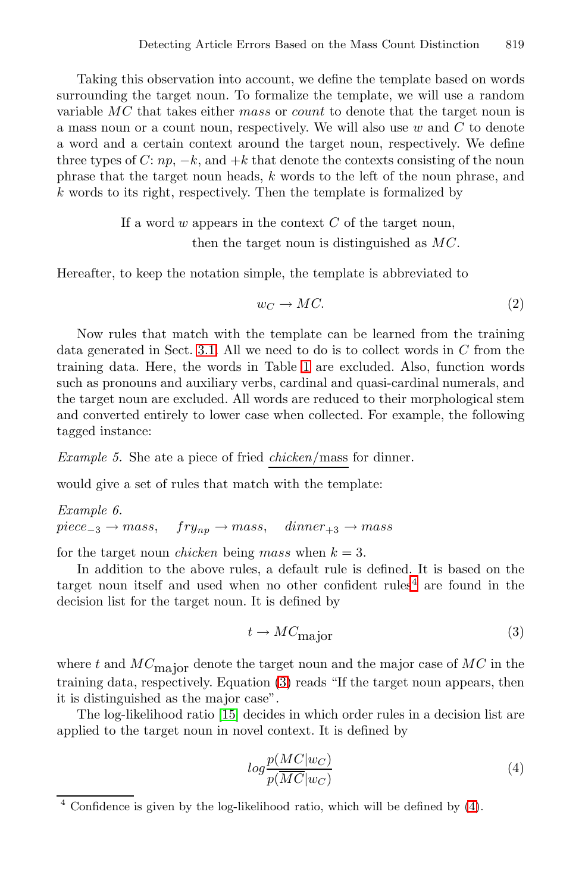Taking this observation into account, we define the template based on words surrounding the target noun. To formalize the template, we will use a random variable $MC$ that takes either *mass* or *count* to denote that the target noun is a mass noun or a count noun, respectively. We will also use $w$ and $C$ to denote a word and a certain context around the target noun, respectively. We define three types of $C$: $np$, $-k$, and $+k$ that denote the contexts consisting of the noun phrase that the target noun heads, $k$ words to the left of the noun phrase, and $k$ words to its right, respectively. Then the template is formalized by

> If a word $w$ appears in the context $C$ of the target noun,
> then the target noun is distinguished as $MC$.

Hereafter, to keep the notation simple, the template is abbreviated to

$$w_C \rightarrow MC. \tag{2}$$

Now rules that match with the template can be learned from the training data generated in Sect. 3.1. All we need to do is to collect words in $C$ from the training data. Here, the words in Table 1 are excluded. Also, function words such as pronouns and auxiliary verbs, cardinal and quasi-cardinal numerals, and the target noun are excluded. All words are reduced to their morphological stem and converted entirely to lower case when collected. For example, the following tagged instance:

*Example 5.* She ate a piece of fried *chicken*/mass for dinner.

would give a set of rules that match with the template:

*Example 6.*
$piece_{-3} \rightarrow mass, \quad fry_{np} \rightarrow mass, \quad dinner_{+3} \rightarrow mass$

for the target noun *chicken* being *mass* when $k = 3$.

In addition to the above rules, a default rule is defined. It is based on the target noun itself and used when no other confident rules[4] are found in the decision list for the target noun. It is defined by

$$t \rightarrow MC_{\text{major}} \tag{3}$$

where $t$ and $MC_{\text{major}}$ denote the target noun and the major case of $MC$ in the training data, respectively. Equation (3) reads "If the target noun appears, then it is distinguished as the major case".

The log-likelihood ratio [15] decides in which order rules in a decision list are applied to the target noun in novel context. It is defined by

$$log \frac{p(MC|w_C)}{p(\overline{MC}|w_C)} \tag{4}$$

[4] Confidence is given by the log-likelihood ratio, which will be defined by (4).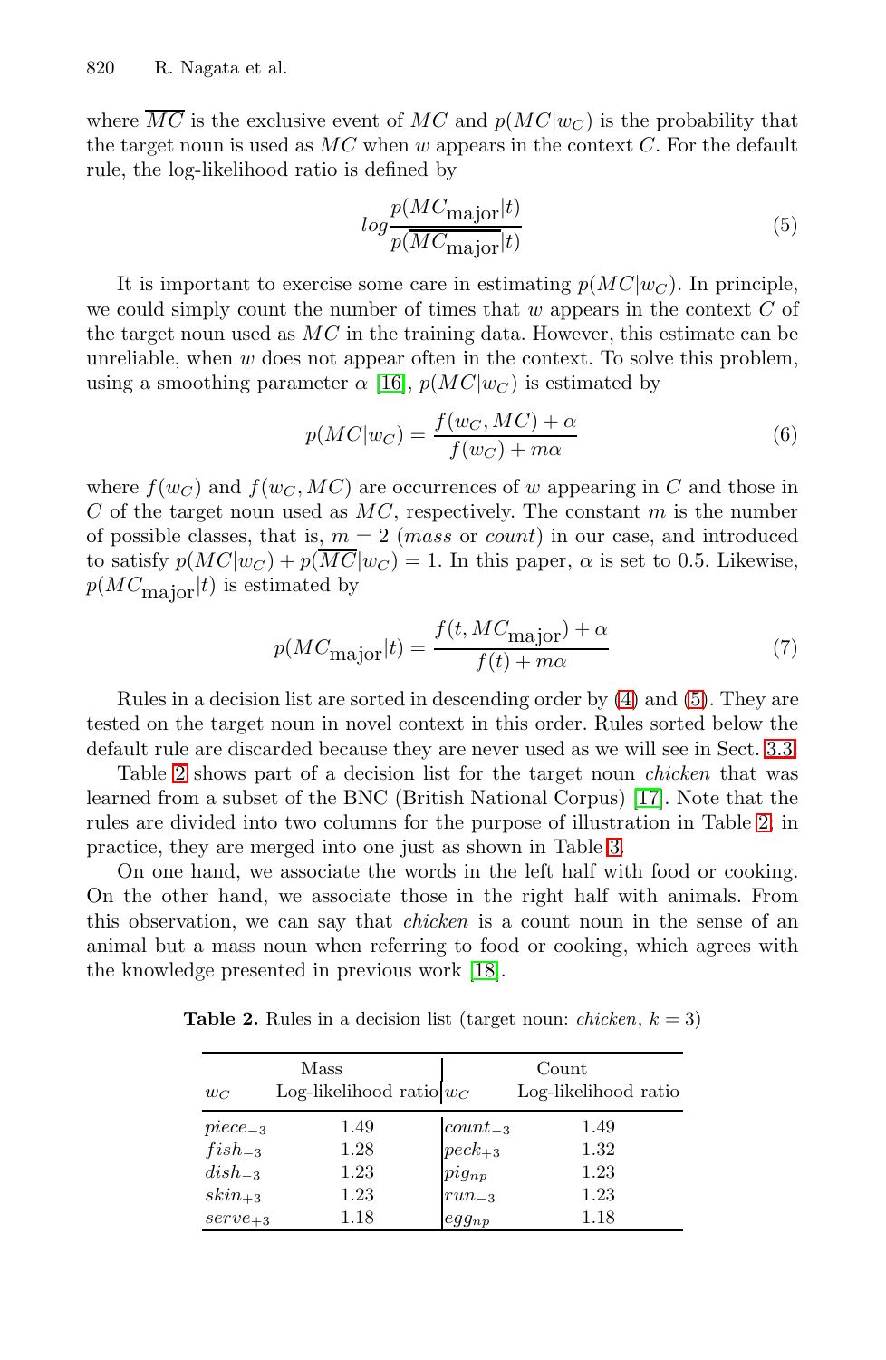where $\overline{MC}$ is the exclusive event of $MC$ and $p(MC|w_C)$ is the probability that the target noun is used as $MC$ when $w$ appears in the context $C$. For the default rule, the log-likelihood ratio is defined by

$$log \frac{p(MC_{\text{major}}|t)}{p(\overline{MC_{\text{major}}}|t)} \tag{5}$$

It is important to exercise some care in estimating $p(MC|w_C)$. In principle, we could simply count the number of times that $w$ appears in the context $C$ of the target noun used as $MC$ in the training data. However, this estimate can be unreliable, when $w$ does not appear often in the context. To solve this problem, using a smoothing parameter $\alpha$ [16], $p(MC|w_C)$ is estimated by

$$p(MC|w_C) = \frac{f(w_C, MC) + \alpha}{f(w_C) + m\alpha} \tag{6}$$

where $f(w_C)$ and $f(w_C, MC)$ are occurrences of $w$ appearing in $C$ and those in $C$ of the target noun used as $MC$, respectively. The constant $m$ is the number of possible classes, that is, $m = 2$ (*mass* or *count*) in our case, and introduced to satisfy $p(MC|w_C) + p(\overline{MC}|w_C) = 1$. In this paper, $\alpha$ is set to 0.5. Likewise, $p(MC_{\text{major}}|t)$ is estimated by

$$p(MC_{\text{major}}|t) = \frac{f(t, MC_{\text{major}}) + \alpha}{f(t) + m\alpha} \tag{7}$$

Rules in a decision list are sorted in descending order by (4) and (5). They are tested on the target noun in novel context in this order. Rules sorted below the default rule are discarded because they are never used as we will see in Sect. 3.3.

Table 2 shows part of a decision list for the target noun *chicken* that was learned from a subset of the BNC (British National Corpus) [17]. Note that the rules are divided into two columns for the purpose of illustration in Table 2; in practice, they are merged into one just as shown in Table 3.

On one hand, we associate the words in the left half with food or cooking. On the other hand, we associate those in the right half with animals. From this observation, we can say that *chicken* is a count noun in the sense of an animal but a mass noun when referring to food or cooking, which agrees with the knowledge presented in previous work [18].

**Table 2.** Rules in a decision list (target noun: *chicken*, $k = 3$)

| Mass | | Count | |
|---|---|---|---|
| $w_C$ | Log-likelihood ratio | $w_C$ | Log-likelihood ratio |
| $piece_{-3}$ | 1.49 | $count_{-3}$ | 1.49 |
| $fish_{-3}$ | 1.28 | $peck_{+3}$ | 1.32 |
| $dish_{-3}$ | 1.23 | $pig_{np}$ | 1.23 |
| $skin_{+3}$ | 1.23 | $run_{-3}$ | 1.23 |
| $serve_{+3}$ | 1.18 | $egg_{np}$ | 1.18 |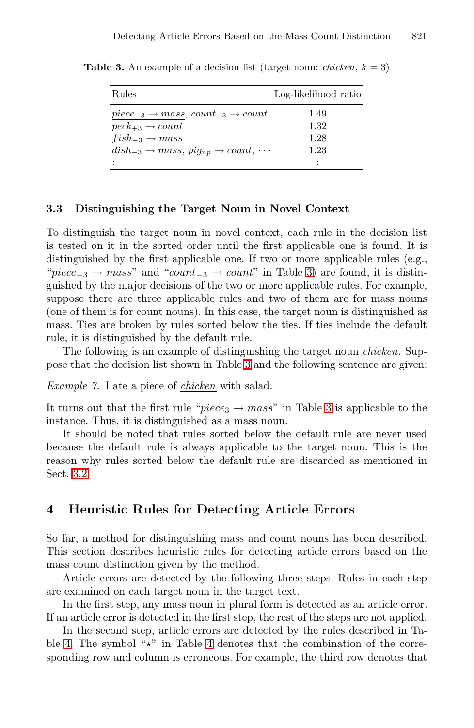**Table 3.** An example of a decision list (target noun: *chicken*, $k = 3$)

| Rules | Log-likelihood ratio |
|---|---|
| $\underline{piece_{-3} \rightarrow mass}$, $count_{-3} \rightarrow count$ | 1.49 |
| $peck_{+3} \rightarrow count$ | 1.32 |
| $fish_{-3} \rightarrow mass$ | 1.28 |
| $dish_{-3} \rightarrow mass$, $pig_{np} \rightarrow count$, $\cdots$ | 1.23 |
| $\vdots$ | $\vdots$ |

### 3.3 Distinguishing the Target Noun in Novel Context

To distinguish the target noun in novel context, each rule in the decision list is tested on it in the sorted order until the first applicable one is found. It is distinguished by the first applicable one. If two or more applicable rules (e.g., "$piece_{-3} \rightarrow mass$" and "$count_{-3} \rightarrow count$" in Table 3) are found, it is distinguished by the major decisions of the two or more applicable rules. For example, suppose there are three applicable rules and two of them are for mass nouns (one of them is for count nouns). In this case, the target noun is distinguished as mass. Ties are broken by rules sorted below the ties. If ties include the default rule, it is distinguished by the default rule.

The following is an example of distinguishing the target noun *chicken*. Suppose that the decision list shown in Table 3 and the following sentence are given:

*Example 7.* I ate a piece of <u>*chicken*</u> with salad.

It turns out that the first rule "$piece_{3} \rightarrow mass$" in Table 3 is applicable to the instance. Thus, it is distinguished as a mass noun.

It should be noted that rules sorted below the default rule are never used because the default rule is always applicable to the target noun. This is the reason why rules sorted below the default rule are discarded as mentioned in Sect. 3.2.

## 4 Heuristic Rules for Detecting Article Errors

So far, a method for distinguishing mass and count nouns has been described. This section describes heuristic rules for detecting article errors based on the mass count distinction given by the method.

Article errors are detected by the following three steps. Rules in each step are examined on each target noun in the target text.

In the first step, any mass noun in plural form is detected as an article error. If an article error is detected in the first step, the rest of the steps are not applied.

In the second step, article errors are detected by the rules described in Table 4. The symbol "$\star$" in Table 4 denotes that the combination of the corresponding row and column is erroneous. For example, the third row denotes that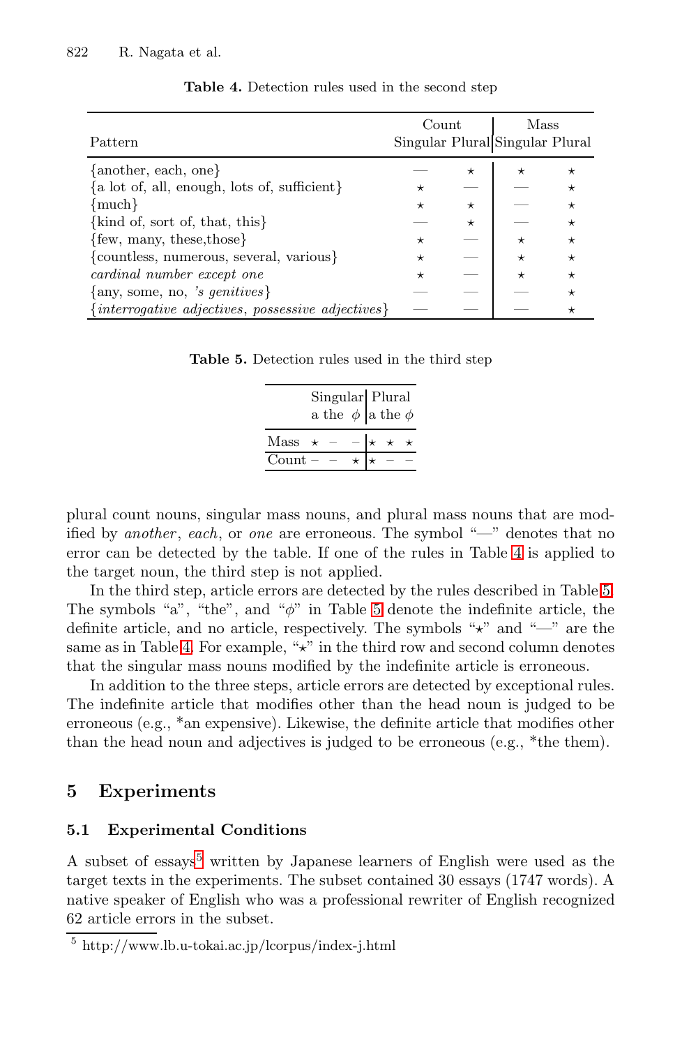**Table 4.** Detection rules used in the second step

| Pattern | Count | | Mass | |
|---|---|---|---|---|
| | Singular | Plural | Singular | Plural |
| {another, each, one} | — | ⋆ | ⋆ | ⋆ |
| {a lot of, all, enough, lots of, sufficient} | ⋆ | — | — | ⋆ |
| {much} | ⋆ | ⋆ | — | ⋆ |
| {kind of, sort of, that, this} | — | ⋆ | — | ⋆ |
| {few, many, these,those} | ⋆ | — | ⋆ | ⋆ |
| {countless, numerous, several, various} | ⋆ | — | ⋆ | ⋆ |
| *cardinal number except one* | ⋆ | — | ⋆ | ⋆ |
| {any, some, no, *'s genitives*} | — | — | — | ⋆ |
| {*interrogative adjectives*, *possessive adjectives*} | — | — | — | ⋆ |

**Table 5.** Detection rules used in the third step

| | Singular | | | Plural | | |
|---|---|---|---|---|---|---|
| | a | the | $\phi$ | a | the | $\phi$ |
| Mass | ⋆ | – | – | ⋆ | ⋆ | ⋆ |
| Count | – | – | ⋆ | ⋆ | – | – |

plural count nouns, singular mass nouns, and plural mass nouns that are modified by *another*, *each*, or *one* are erroneous. The symbol "—" denotes that no error can be detected by the table. If one of the rules in Table 4 is applied to the target noun, the third step is not applied.

In the third step, article errors are detected by the rules described in Table 5. The symbols "a", "the", and "$\phi$" in Table 5 denote the indefinite article, the definite article, and no article, respectively. The symbols "⋆" and "—" are the same as in Table 4. For example, "⋆" in the third row and second column denotes that the singular mass nouns modified by the indefinite article is erroneous.

In addition to the three steps, article errors are detected by exceptional rules. The indefinite article that modifies other than the head noun is judged to be erroneous (e.g., *an expensive). Likewise, the definite article that modifies other than the head noun and adjectives is judged to be erroneous (e.g., *the them).

## 5 Experiments

### 5.1 Experimental Conditions

A subset of essays[5] written by Japanese learners of English were used as the target texts in the experiments. The subset contained 30 essays (1747 words). A native speaker of English who was a professional rewriter of English recognized 62 article errors in the subset.

[5] http://www.lb.u-tokai.ac.jp/lcorpus/index-j.html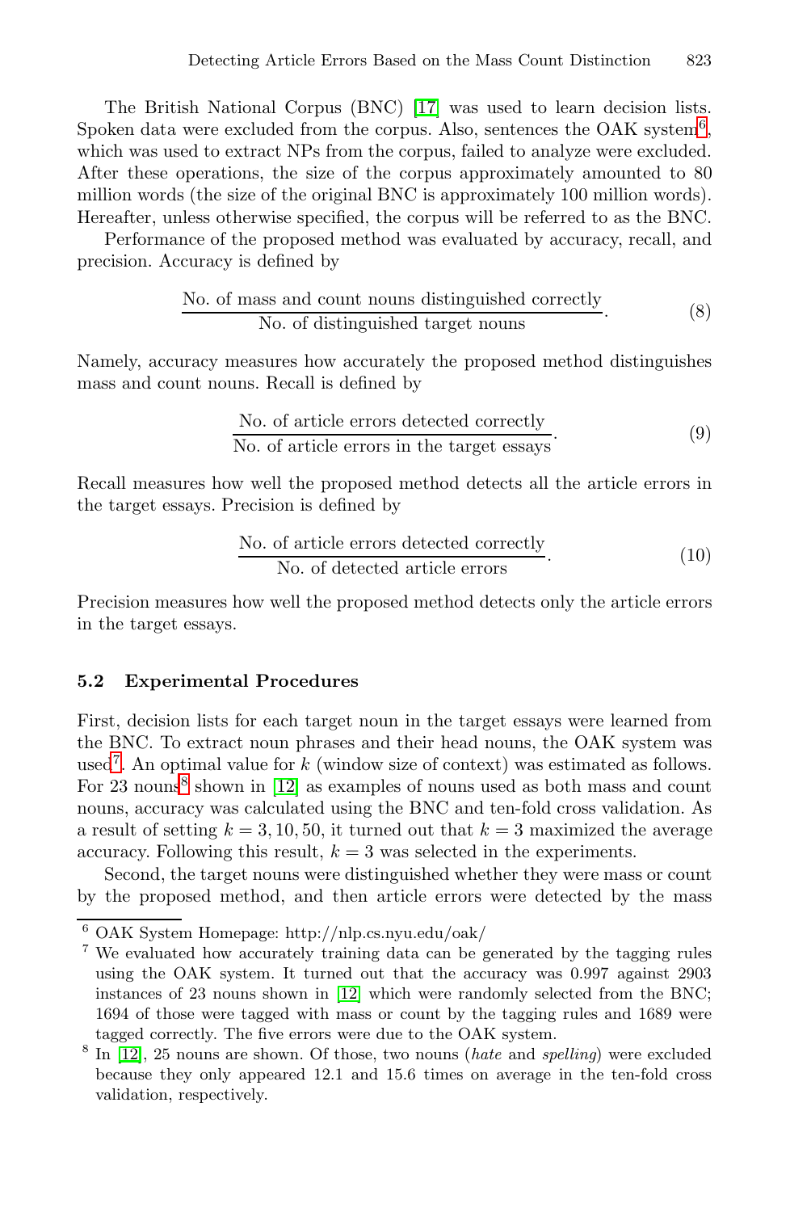The British National Corpus (BNC) [17] was used to learn decision lists. Spoken data were excluded from the corpus. Also, sentences the OAK system[6], which was used to extract NPs from the corpus, failed to analyze were excluded. After these operations, the size of the corpus approximately amounted to 80 million words (the size of the original BNC is approximately 100 million words). Hereafter, unless otherwise specified, the corpus will be referred to as the BNC.

Performance of the proposed method was evaluated by accuracy, recall, and precision. Accuracy is defined by

$$\frac{\text{No. of mass and count nouns distinguished correctly}}{\text{No. of distinguished target nouns}}. \tag{8}$$

Namely, accuracy measures how accurately the proposed method distinguishes mass and count nouns. Recall is defined by

$$\frac{\text{No. of article errors detected correctly}}{\text{No. of article errors in the target essays}}. \tag{9}$$

Recall measures how well the proposed method detects all the article errors in the target essays. Precision is defined by

$$\frac{\text{No. of article errors detected correctly}}{\text{No. of detected article errors}}. \tag{10}$$

Precision measures how well the proposed method detects only the article errors in the target essays.

### 5.2 Experimental Procedures

First, decision lists for each target noun in the target essays were learned from the BNC. To extract noun phrases and their head nouns, the OAK system was used[7]. An optimal value for $k$ (window size of context) was estimated as follows. For 23 nouns[8] shown in [12] as examples of nouns used as both mass and count nouns, accuracy was calculated using the BNC and ten-fold cross validation. As a result of setting $k = 3, 10, 50$, it turned out that $k = 3$ maximized the average accuracy. Following this result, $k = 3$ was selected in the experiments.

Second, the target nouns were distinguished whether they were mass or count by the proposed method, and then article errors were detected by the mass

---

[6] OAK System Homepage: http://nlp.cs.nyu.edu/oak/

[7] We evaluated how accurately training data can be generated by the tagging rules using the OAK system. It turned out that the accuracy was 0.997 against 2903 instances of 23 nouns shown in [12] which were randomly selected from the BNC; 1694 of those were tagged with mass or count by the tagging rules and 1689 were tagged correctly. The five errors were due to the OAK system.

[8] In [12], 25 nouns are shown. Of those, two nouns (*hate* and *spelling*) were excluded because they only appeared 12.1 and 15.6 times on average in the ten-fold cross validation, respectively.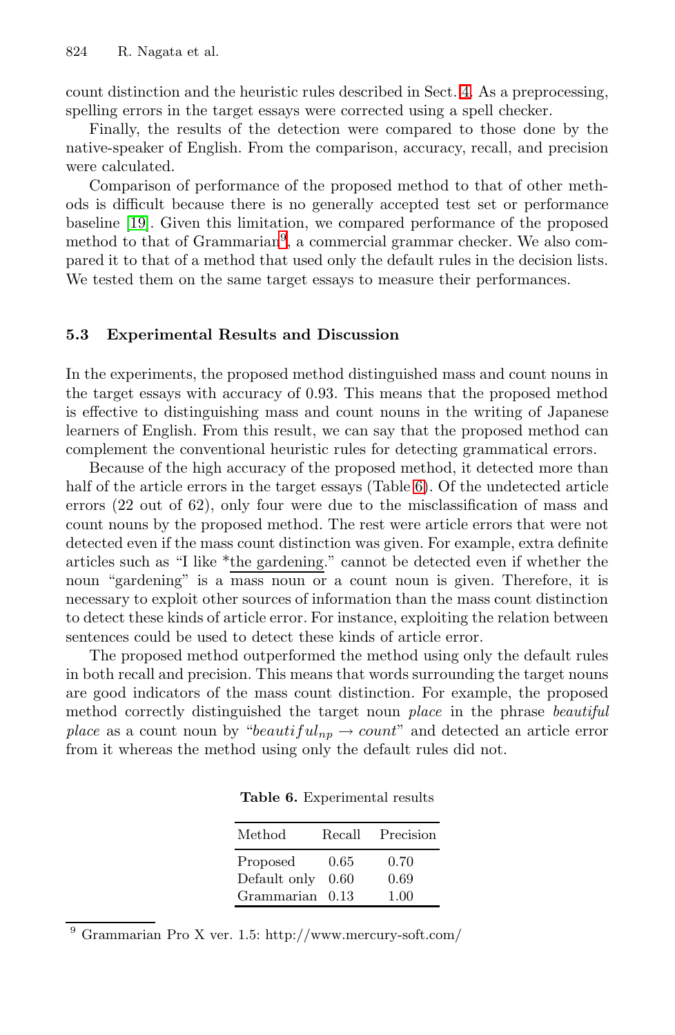count distinction and the heuristic rules described in Sect. 4. As a preprocessing, spelling errors in the target essays were corrected using a spell checker.

Finally, the results of the detection were compared to those done by the native-speaker of English. From the comparison, accuracy, recall, and precision were calculated.

Comparison of performance of the proposed method to that of other methods is difficult because there is no generally accepted test set or performance baseline [19]. Given this limitation, we compared performance of the proposed method to that of Grammarian[9], a commercial grammar checker. We also compared it to that of a method that used only the default rules in the decision lists. We tested them on the same target essays to measure their performances.

### 5.3 Experimental Results and Discussion

In the experiments, the proposed method distinguished mass and count nouns in the target essays with accuracy of 0.93. This means that the proposed method is effective to distinguishing mass and count nouns in the writing of Japanese learners of English. From this result, we can say that the proposed method can complement the conventional heuristic rules for detecting grammatical errors.

Because of the high accuracy of the proposed method, it detected more than half of the article errors in the target essays (Table 6). Of the undetected article errors (22 out of 62), only four were due to the misclassification of mass and count nouns by the proposed method. The rest were article errors that were not detected even if the mass count distinction was given. For example, extra definite articles such as "I like *<u>the gardening</u>." cannot be detected even if whether the noun "gardening" is a mass noun or a count noun is given. Therefore, it is necessary to exploit other sources of information than the mass count distinction to detect these kinds of article error. For instance, exploiting the relation between sentences could be used to detect these kinds of article error.

The proposed method outperformed the method using only the default rules in both recall and precision. This means that words surrounding the target nouns are good indicators of the mass count distinction. For example, the proposed method correctly distinguished the target noun *place* in the phrase *beautiful place* as a count noun by "$beautiful_{np} \rightarrow count$" and detected an article error from it whereas the method using only the default rules did not.

**Table 6.** Experimental results

| Method | Recall | Precision |
|---|---|---|
| Proposed | 0.65 | 0.70 |
| Default only | 0.60 | 0.69 |
| Grammarian | 0.13 | 1.00 |

[9] Grammarian Pro X ver. 1.5: http://www.mercury-soft.com/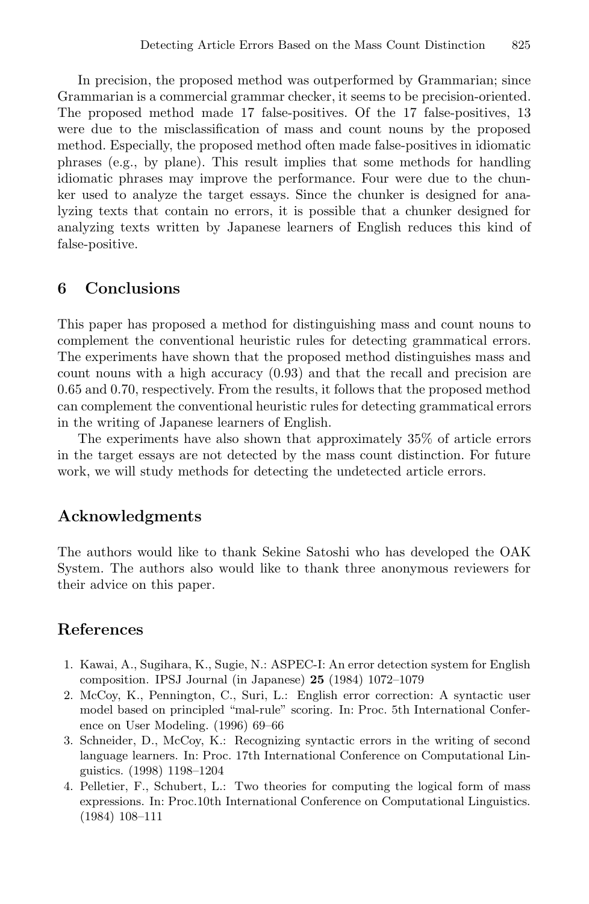In precision, the proposed method was outperformed by Grammarian; since Grammarian is a commercial grammar checker, it seems to be precision-oriented. The proposed method made 17 false-positives. Of the 17 false-positives, 13 were due to the misclassification of mass and count nouns by the proposed method. Especially, the proposed method often made false-positives in idiomatic phrases (e.g., by plane). This result implies that some methods for handling idiomatic phrases may improve the performance. Four were due to the chunker used to analyze the target essays. Since the chunker is designed for analyzing texts that contain no errors, it is possible that a chunker designed for analyzing texts written by Japanese learners of English reduces this kind of false-positive.

## 6 Conclusions

This paper has proposed a method for distinguishing mass and count nouns to complement the conventional heuristic rules for detecting grammatical errors. The experiments have shown that the proposed method distinguishes mass and count nouns with a high accuracy (0.93) and that the recall and precision are 0.65 and 0.70, respectively. From the results, it follows that the proposed method can complement the conventional heuristic rules for detecting grammatical errors in the writing of Japanese learners of English.

The experiments have also shown that approximately 35% of article errors in the target essays are not detected by the mass count distinction. For future work, we will study methods for detecting the undetected article errors.

## Acknowledgments

The authors would like to thank Sekine Satoshi who has developed the OAK System. The authors also would like to thank three anonymous reviewers for their advice on this paper.

## References

1. Kawai, A., Sugihara, K., Sugie, N.: ASPEC-I: An error detection system for English composition. IPSJ Journal (in Japanese) **25** (1984) 1072–1079
2. McCoy, K., Pennington, C., Suri, L.: English error correction: A syntactic user model based on principled "mal-rule" scoring. In: Proc. 5th International Conference on User Modeling. (1996) 69–66
3. Schneider, D., McCoy, K.: Recognizing syntactic errors in the writing of second language learners. In: Proc. 17th International Conference on Computational Linguistics. (1998) 1198–1204
4. Pelletier, F., Schubert, L.: Two theories for computing the logical form of mass expressions. In: Proc.10th International Conference on Computational Linguistics. (1984) 108–111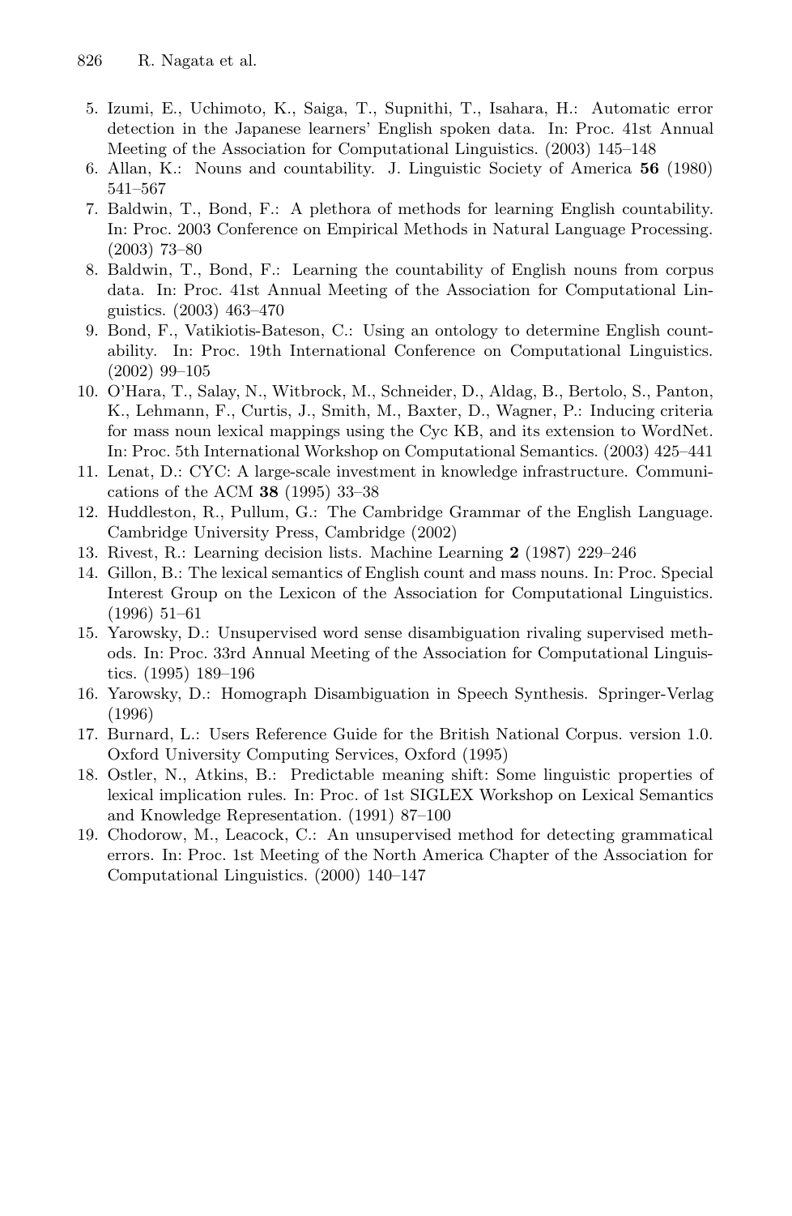5. Izumi, E., Uchimoto, K., Saiga, T., Supnithi, T., Isahara, H.: Automatic error detection in the Japanese learners' English spoken data. In: Proc. 41st Annual Meeting of the Association for Computational Linguistics. (2003) 145–148
6. Allan, K.: Nouns and countability. J. Linguistic Society of America **56** (1980) 541–567
7. Baldwin, T., Bond, F.: A plethora of methods for learning English countability. In: Proc. 2003 Conference on Empirical Methods in Natural Language Processing. (2003) 73–80
8. Baldwin, T., Bond, F.: Learning the countability of English nouns from corpus data. In: Proc. 41st Annual Meeting of the Association for Computational Linguistics. (2003) 463–470
9. Bond, F., Vatikiotis-Bateson, C.: Using an ontology to determine English countability. In: Proc. 19th International Conference on Computational Linguistics. (2002) 99–105
10. O'Hara, T., Salay, N., Witbrock, M., Schneider, D., Aldag, B., Bertolo, S., Panton, K., Lehmann, F., Curtis, J., Smith, M., Baxter, D., Wagner, P.: Inducing criteria for mass noun lexical mappings using the Cyc KB, and its extension to WordNet. In: Proc. 5th International Workshop on Computational Semantics. (2003) 425–441
11. Lenat, D.: CYC: A large-scale investment in knowledge infrastructure. Communications of the ACM **38** (1995) 33–38
12. Huddleston, R., Pullum, G.: The Cambridge Grammar of the English Language. Cambridge University Press, Cambridge (2002)
13. Rivest, R.: Learning decision lists. Machine Learning **2** (1987) 229–246
14. Gillon, B.: The lexical semantics of English count and mass nouns. In: Proc. Special Interest Group on the Lexicon of the Association for Computational Linguistics. (1996) 51–61
15. Yarowsky, D.: Unsupervised word sense disambiguation rivaling supervised methods. In: Proc. 33rd Annual Meeting of the Association for Computational Linguistics. (1995) 189–196
16. Yarowsky, D.: Homograph Disambiguation in Speech Synthesis. Springer-Verlag (1996)
17. Burnard, L.: Users Reference Guide for the British National Corpus. version 1.0. Oxford University Computing Services, Oxford (1995)
18. Ostler, N., Atkins, B.: Predictable meaning shift: Some linguistic properties of lexical implication rules. In: Proc. of 1st SIGLEX Workshop on Lexical Semantics and Knowledge Representation. (1991) 87–100
19. Chodorow, M., Leacock, C.: An unsupervised method for detecting grammatical errors. In: Proc. 1st Meeting of the North America Chapter of the Association for Computational Linguistics. (2000) 140–147